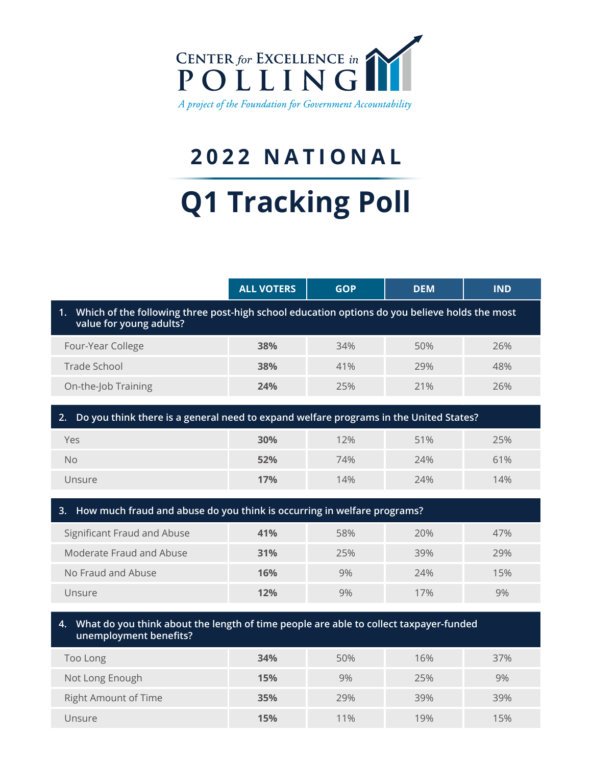CENTER for EXCELLENCE in POLLING

*A project of the Foundation for Government Accountability*

# 2022 NATIONAL

# Q1 Tracking Poll

| | ALL VOTERS | GOP | DEM | IND |
|---|---|---|---|---|
| **1. Which of the following three post-high school education options do you believe holds the most value for young adults?** | | | | |
| Four-Year College | **38%** | 34% | 50% | 26% |
| Trade School | **38%** | 41% | 29% | 48% |
| On-the-Job Training | **24%** | 25% | 21% | 26% |
| **2. Do you think there is a general need to expand welfare programs in the United States?** | | | | |
| Yes | **30%** | 12% | 51% | 25% |
| No | **52%** | 74% | 24% | 61% |
| Unsure | **17%** | 14% | 24% | 14% |
| **3. How much fraud and abuse do you think is occurring in welfare programs?** | | | | |
| Significant Fraud and Abuse | **41%** | 58% | 20% | 47% |
| Moderate Fraud and Abuse | **31%** | 25% | 39% | 29% |
| No Fraud and Abuse | **16%** | 9% | 24% | 15% |
| Unsure | **12%** | 9% | 17% | 9% |
| **4. What do you think about the length of time people are able to collect taxpayer-funded unemployment benefits?** | | | | |
| Too Long | **34%** | 50% | 16% | 37% |
| Not Long Enough | **15%** | 9% | 25% | 9% |
| Right Amount of Time | **35%** | 29% | 39% | 39% |
| Unsure | **15%** | 11% | 19% | 15% |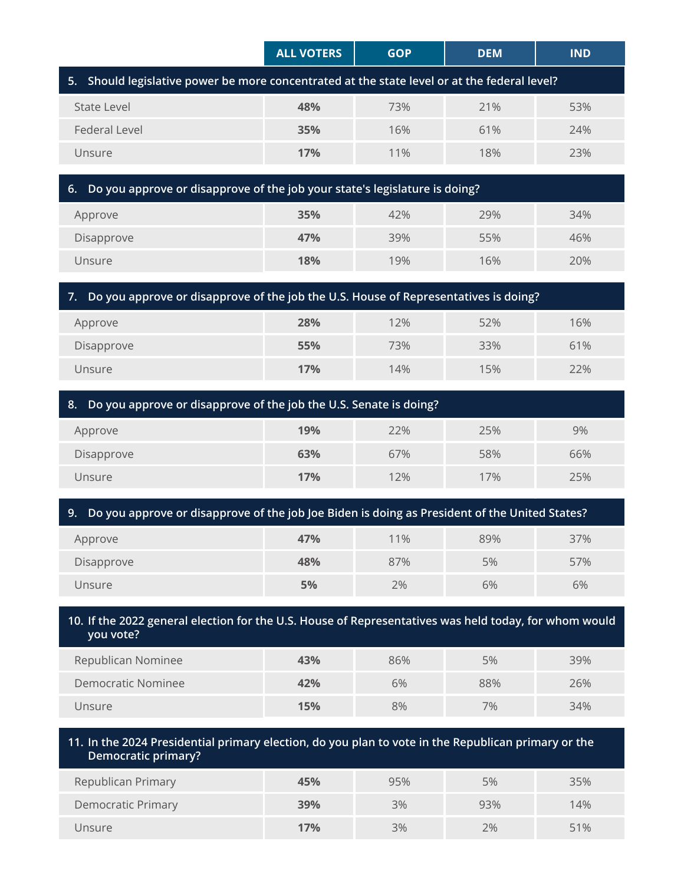| | ALL VOTERS | GOP | DEM | IND |
|---|---|---|---|---|
| **5. Should legislative power be more concentrated at the state level or at the federal level?** | | | | |
| State Level | **48%** | 73% | 21% | 53% |
| Federal Level | **35%** | 16% | 61% | 24% |
| Unsure | **17%** | 11% | 18% | 23% |
| **6. Do you approve or disapprove of the job your state's legislature is doing?** | | | | |
| Approve | **35%** | 42% | 29% | 34% |
| Disapprove | **47%** | 39% | 55% | 46% |
| Unsure | **18%** | 19% | 16% | 20% |
| **7. Do you approve or disapprove of the job the U.S. House of Representatives is doing?** | | | | |
| Approve | **28%** | 12% | 52% | 16% |
| Disapprove | **55%** | 73% | 33% | 61% |
| Unsure | **17%** | 14% | 15% | 22% |
| **8. Do you approve or disapprove of the job the U.S. Senate is doing?** | | | | |
| Approve | **19%** | 22% | 25% | 9% |
| Disapprove | **63%** | 67% | 58% | 66% |
| Unsure | **17%** | 12% | 17% | 25% |
| **9. Do you approve or disapprove of the job Joe Biden is doing as President of the United States?** | | | | |
| Approve | **47%** | 11% | 89% | 37% |
| Disapprove | **48%** | 87% | 5% | 57% |
| Unsure | **5%** | 2% | 6% | 6% |
| **10. If the 2022 general election for the U.S. House of Representatives was held today, for whom would you vote?** | | | | |
| Republican Nominee | **43%** | 86% | 5% | 39% |
| Democratic Nominee | **42%** | 6% | 88% | 26% |
| Unsure | **15%** | 8% | 7% | 34% |
| **11. In the 2024 Presidential primary election, do you plan to vote in the Republican primary or the Democratic primary?** | | | | |
| Republican Primary | **45%** | 95% | 5% | 35% |
| Democratic Primary | **39%** | 3% | 93% | 14% |
| Unsure | **17%** | 3% | 2% | 51% |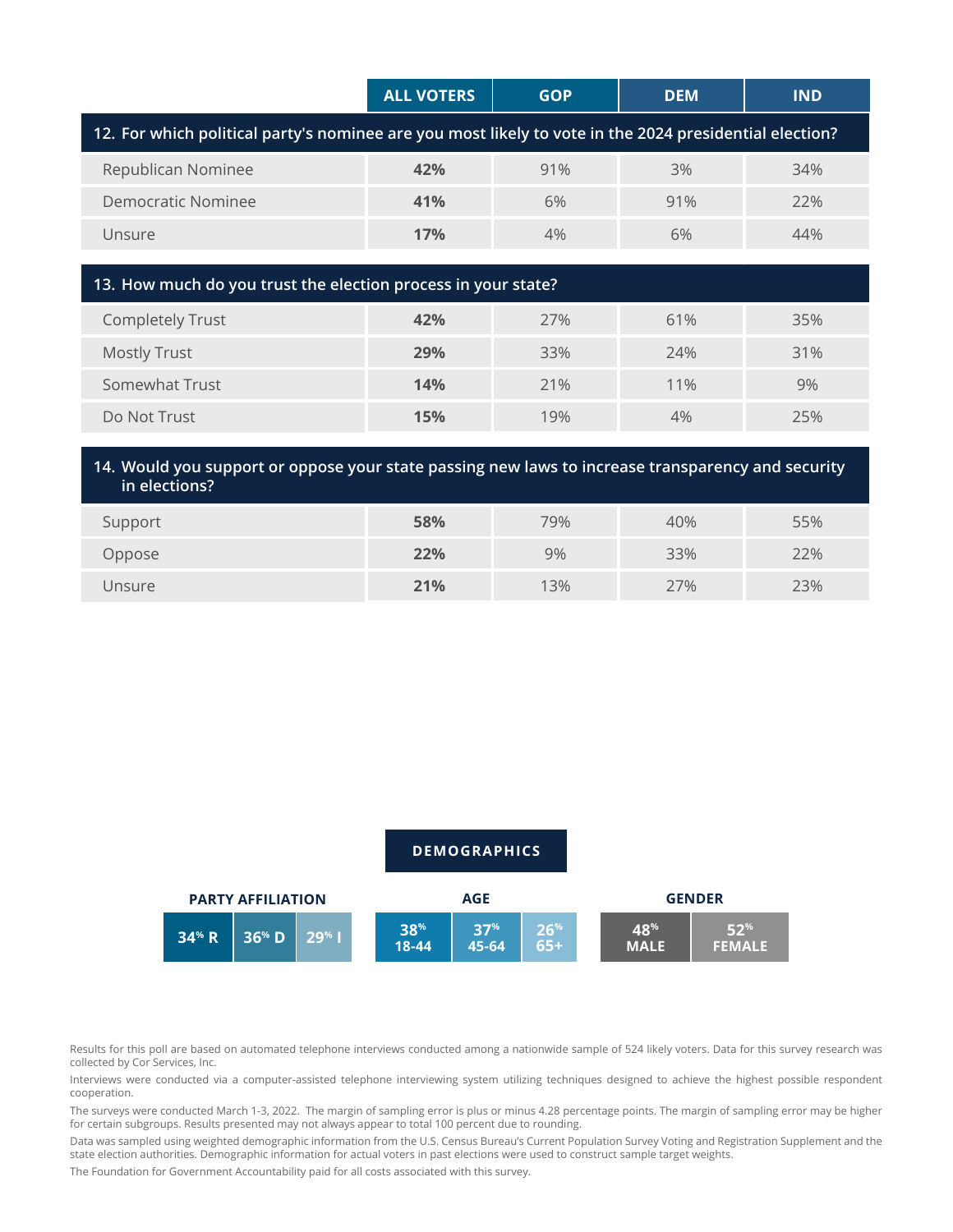| | ALL VOTERS | GOP | DEM | IND |
|---|---|---|---|---|
| **12. For which political party's nominee are you most likely to vote in the 2024 presidential election?** | | | | |
| Republican Nominee | **42%** | 91% | 3% | 34% |
| Democratic Nominee | **41%** | 6% | 91% | 22% |
| Unsure | **17%** | 4% | 6% | 44% |
| **13. How much do you trust the election process in your state?** | | | | |
| Completely Trust | **42%** | 27% | 61% | 35% |
| Mostly Trust | **29%** | 33% | 24% | 31% |
| Somewhat Trust | **14%** | 21% | 11% | 9% |
| Do Not Trust | **15%** | 19% | 4% | 25% |
| **14. Would you support or oppose your state passing new laws to increase transparency and security in elections?** | | | | |
| Support | **58%** | 79% | 40% | 55% |
| Oppose | **22%** | 9% | 33% | 22% |
| Unsure | **21%** | 13% | 27% | 23% |

## DEMOGRAPHICS

**PARTY AFFILIATION**

34% R | 36% D | 29% I

**AGE**

38% 18-44 | 37% 45-64 | 26% 65+

**GENDER**

48% MALE | 52% FEMALE

Results for this poll are based on automated telephone interviews conducted among a nationwide sample of 524 likely voters. Data for this survey research was collected by Cor Services, Inc.

Interviews were conducted via a computer-assisted telephone interviewing system utilizing techniques designed to achieve the highest possible respondent cooperation.

The surveys were conducted March 1-3, 2022. The margin of sampling error is plus or minus 4.28 percentage points. The margin of sampling error may be higher for certain subgroups. Results presented may not always appear to total 100 percent due to rounding.

Data was sampled using weighted demographic information from the U.S. Census Bureau's Current Population Survey Voting and Registration Supplement and the state election authorities. Demographic information for actual voters in past elections were used to construct sample target weights.

The Foundation for Government Accountability paid for all costs associated with this survey.